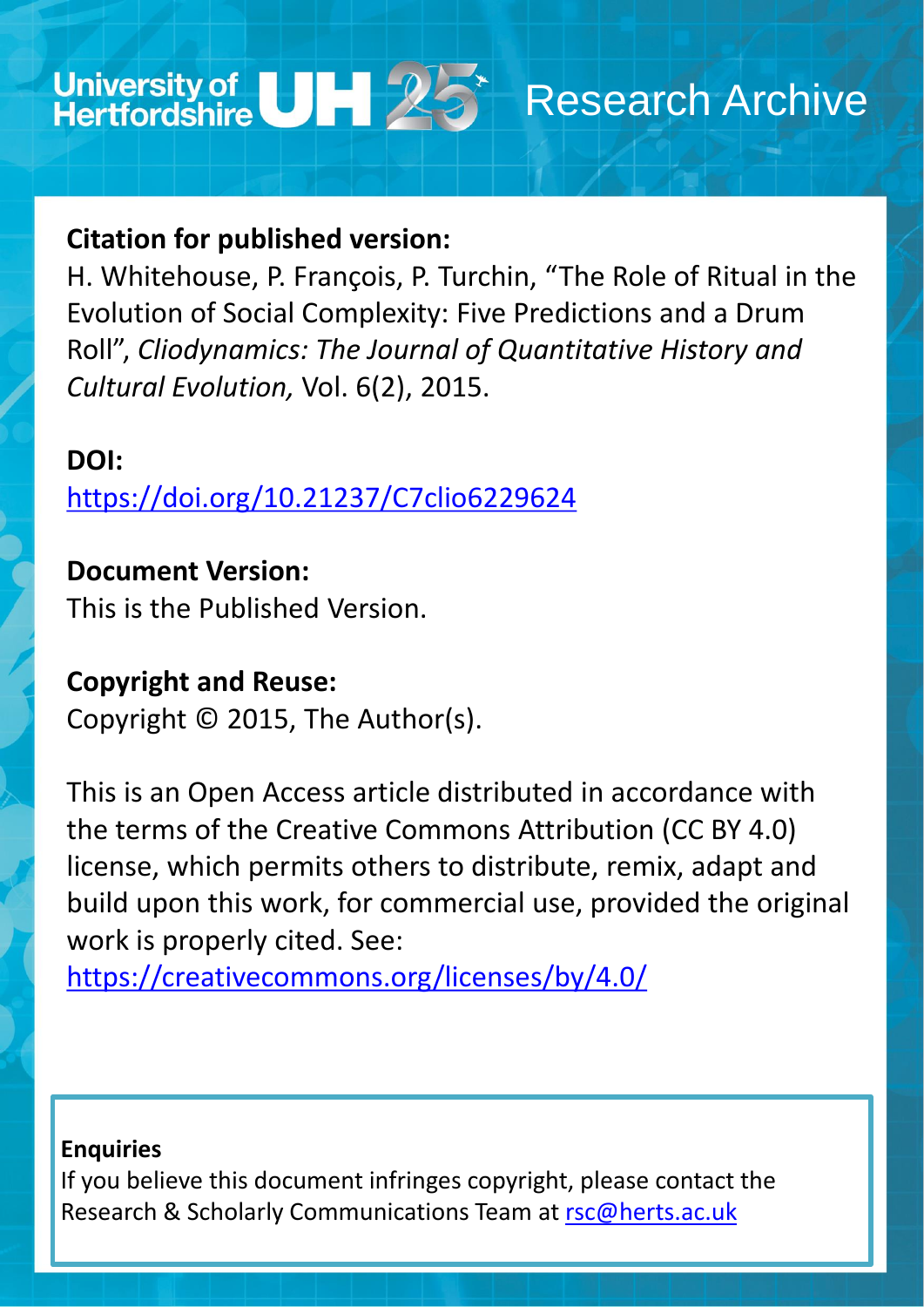University of Hertfordshire UH 25 Research Archive

**Citation for published version:**

H. Whitehouse, P. François, P. Turchin, "The Role of Ritual in the Evolution of Social Complexity: Five Predictions and a Drum Roll", *Cliodynamics: The Journal of Quantitative History and Cultural Evolution,* Vol. 6(2), 2015.

**DOI:**

https://doi.org/10.21237/C7clio6229624

**Document Version:**

This is the Published Version.

**Copyright and Reuse:**

Copyright © 2015, The Author(s).

This is an Open Access article distributed in accordance with the terms of the Creative Commons Attribution (CC BY 4.0) license, which permits others to distribute, remix, adapt and build upon this work, for commercial use, provided the original work is properly cited. See: https://creativecommons.org/licenses/by/4.0/

**Enquiries**

If you believe this document infringes copyright, please contact the Research & Scholarly Communications Team at rsc@herts.ac.uk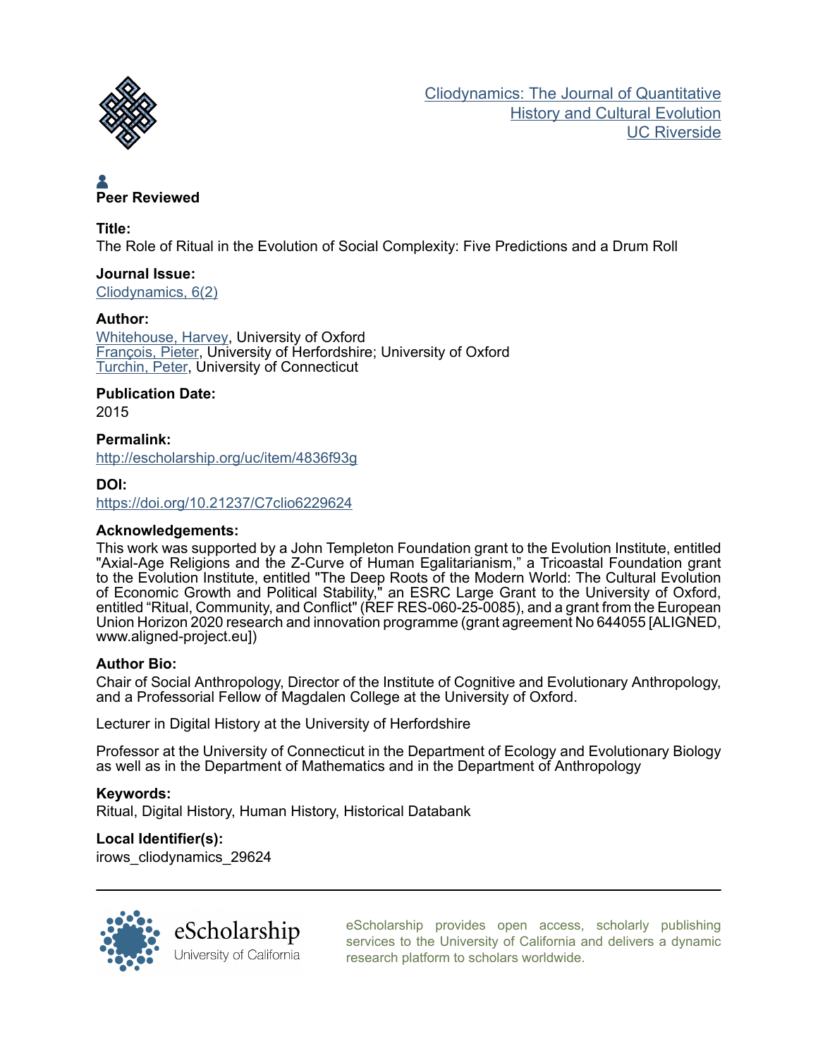Cliodynamics: The Journal of Quantitative History and Cultural Evolution
UC Riverside

**Peer Reviewed**

**Title:**
The Role of Ritual in the Evolution of Social Complexity: Five Predictions and a Drum Roll

**Journal Issue:**
Cliodynamics, 6(2)

**Author:**
Whitehouse, Harvey, University of Oxford
François, Pieter, University of Herfordshire; University of Oxford
Turchin, Peter, University of Connecticut

**Publication Date:**
2015

**Permalink:**
http://escholarship.org/uc/item/4836f93g

**DOI:**
https://doi.org/10.21237/C7clio6229624

**Acknowledgements:**
This work was supported by a John Templeton Foundation grant to the Evolution Institute, entitled "Axial-Age Religions and the Z-Curve of Human Egalitarianism," a Tricoastal Foundation grant to the Evolution Institute, entitled "The Deep Roots of the Modern World: The Cultural Evolution of Economic Growth and Political Stability," an ESRC Large Grant to the University of Oxford, entitled "Ritual, Community, and Conflict" (REF RES-060-25-0085), and a grant from the European Union Horizon 2020 research and innovation programme (grant agreement No 644055 [ALIGNED, www.aligned-project.eu])

**Author Bio:**
Chair of Social Anthropology, Director of the Institute of Cognitive and Evolutionary Anthropology, and a Professorial Fellow of Magdalen College at the University of Oxford.

Lecturer in Digital History at the University of Herfordshire

Professor at the University of Connecticut in the Department of Ecology and Evolutionary Biology as well as in the Department of Mathematics and in the Department of Anthropology

**Keywords:**
Ritual, Digital History, Human History, Historical Databank

**Local Identifier(s):**
irows_cliodynamics_29624

eScholarship
University of California

eScholarship provides open access, scholarly publishing services to the University of California and delivers a dynamic research platform to scholars worldwide.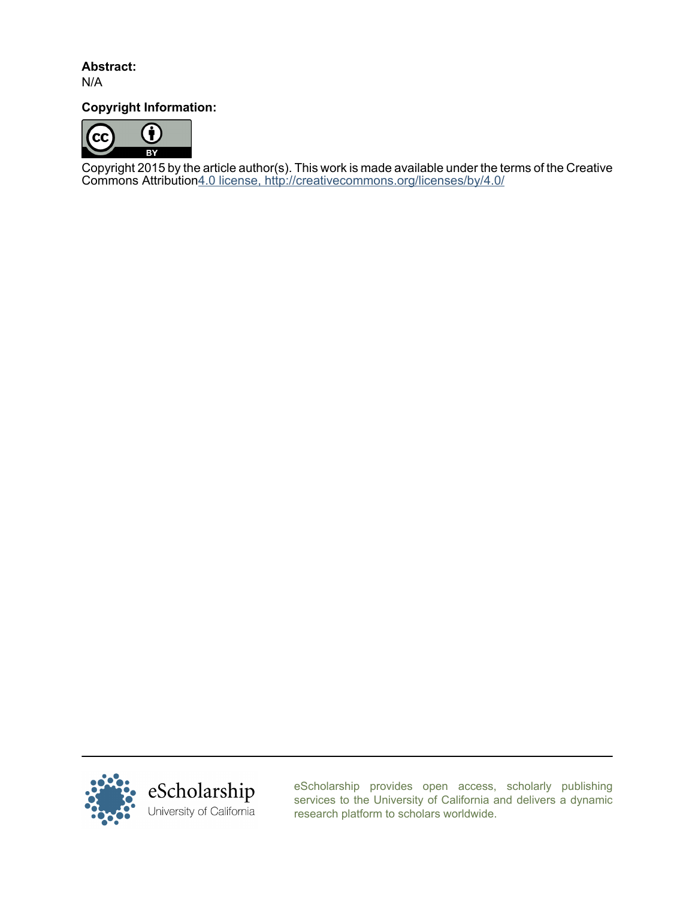**Abstract:**
N/A

**Copyright Information:**

Copyright 2015 by the article author(s). This work is made available under the terms of the Creative Commons Attribution4.0 license, http://creativecommons.org/licenses/by/4.0/

eScholarship
University of California

eScholarship provides open access, scholarly publishing services to the University of California and delivers a dynamic research platform to scholars worldwide.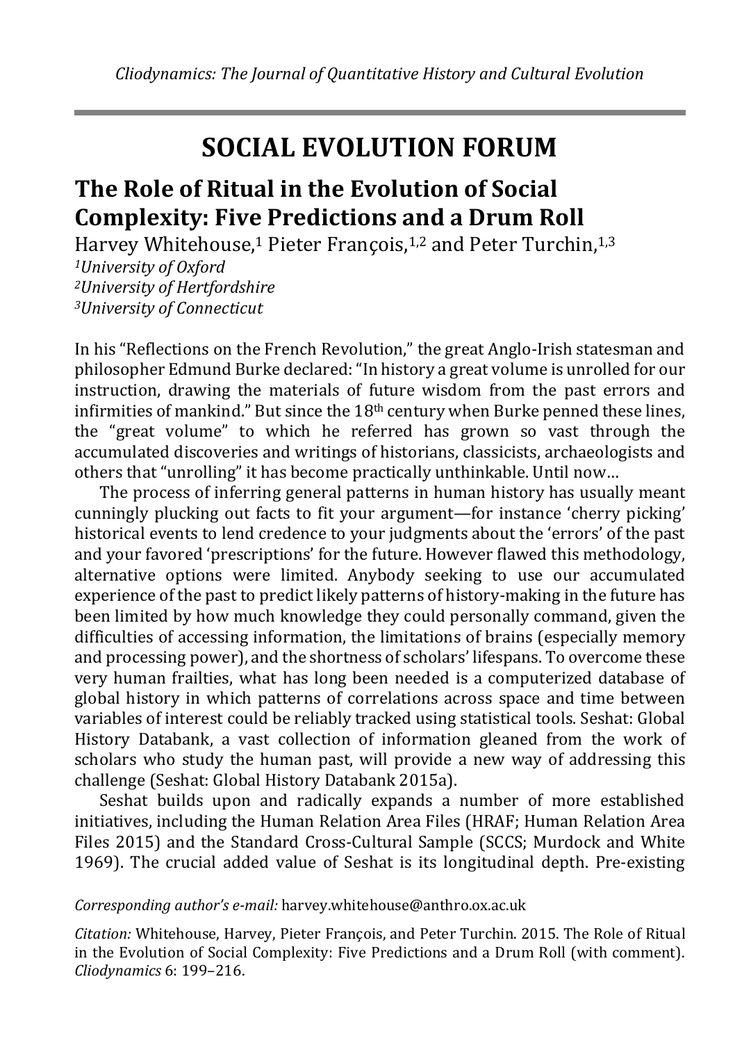# SOCIAL EVOLUTION FORUM

## The Role of Ritual in the Evolution of Social Complexity: Five Predictions and a Drum Roll

Harvey Whitehouse,[1] Pieter François,[1,2] and Peter Turchin,[1,3]

*[1]University of Oxford*
*[2]University of Hertfordshire*
*[3]University of Connecticut*

In his "Reflections on the French Revolution," the great Anglo-Irish statesman and philosopher Edmund Burke declared: "In history a great volume is unrolled for our instruction, drawing the materials of future wisdom from the past errors and infirmities of mankind." But since the 18th century when Burke penned these lines, the "great volume" to which he referred has grown so vast through the accumulated discoveries and writings of historians, classicists, archaeologists and others that "unrolling" it has become practically unthinkable. Until now…

The process of inferring general patterns in human history has usually meant cunningly plucking out facts to fit your argument—for instance 'cherry picking' historical events to lend credence to your judgments about the 'errors' of the past and your favored 'prescriptions' for the future. However flawed this methodology, alternative options were limited. Anybody seeking to use our accumulated experience of the past to predict likely patterns of history-making in the future has been limited by how much knowledge they could personally command, given the difficulties of accessing information, the limitations of brains (especially memory and processing power), and the shortness of scholars' lifespans. To overcome these very human frailties, what has long been needed is a computerized database of global history in which patterns of correlations across space and time between variables of interest could be reliably tracked using statistical tools. Seshat: Global History Databank, a vast collection of information gleaned from the work of scholars who study the human past, will provide a new way of addressing this challenge (Seshat: Global History Databank 2015a).

Seshat builds upon and radically expands a number of more established initiatives, including the Human Relation Area Files (HRAF; Human Relation Area Files 2015) and the Standard Cross-Cultural Sample (SCCS; Murdock and White 1969). The crucial added value of Seshat is its longitudinal depth. Pre-existing

*Corresponding author's e-mail:* harvey.whitehouse@anthro.ox.ac.uk

*Citation:* Whitehouse, Harvey, Pieter François, and Peter Turchin. 2015. The Role of Ritual in the Evolution of Social Complexity: Five Predictions and a Drum Roll (with comment). *Cliodynamics* 6: 199–216.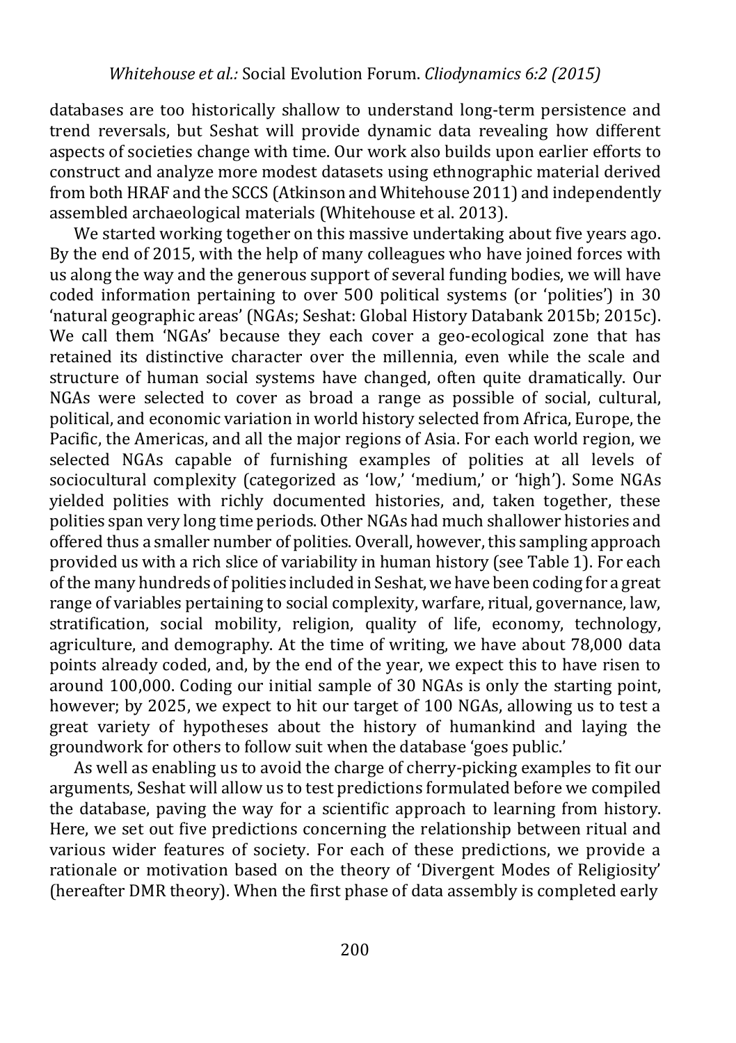databases are too historically shallow to understand long-term persistence and trend reversals, but Seshat will provide dynamic data revealing how different aspects of societies change with time. Our work also builds upon earlier efforts to construct and analyze more modest datasets using ethnographic material derived from both HRAF and the SCCS (Atkinson and Whitehouse 2011) and independently assembled archaeological materials (Whitehouse et al. 2013).

We started working together on this massive undertaking about five years ago. By the end of 2015, with the help of many colleagues who have joined forces with us along the way and the generous support of several funding bodies, we will have coded information pertaining to over 500 political systems (or 'polities') in 30 'natural geographic areas' (NGAs; Seshat: Global History Databank 2015b; 2015c). We call them 'NGAs' because they each cover a geo-ecological zone that has retained its distinctive character over the millennia, even while the scale and structure of human social systems have changed, often quite dramatically. Our NGAs were selected to cover as broad a range as possible of social, cultural, political, and economic variation in world history selected from Africa, Europe, the Pacific, the Americas, and all the major regions of Asia. For each world region, we selected NGAs capable of furnishing examples of polities at all levels of sociocultural complexity (categorized as 'low,' 'medium,' or 'high'). Some NGAs yielded polities with richly documented histories, and, taken together, these polities span very long time periods. Other NGAs had much shallower histories and offered thus a smaller number of polities. Overall, however, this sampling approach provided us with a rich slice of variability in human history (see Table 1). For each of the many hundreds of polities included in Seshat, we have been coding for a great range of variables pertaining to social complexity, warfare, ritual, governance, law, stratification, social mobility, religion, quality of life, economy, technology, agriculture, and demography. At the time of writing, we have about 78,000 data points already coded, and, by the end of the year, we expect this to have risen to around 100,000. Coding our initial sample of 30 NGAs is only the starting point, however; by 2025, we expect to hit our target of 100 NGAs, allowing us to test a great variety of hypotheses about the history of humankind and laying the groundwork for others to follow suit when the database 'goes public.'

As well as enabling us to avoid the charge of cherry-picking examples to fit our arguments, Seshat will allow us to test predictions formulated before we compiled the database, paving the way for a scientific approach to learning from history. Here, we set out five predictions concerning the relationship between ritual and various wider features of society. For each of these predictions, we provide a rationale or motivation based on the theory of 'Divergent Modes of Religiosity' (hereafter DMR theory). When the first phase of data assembly is completed early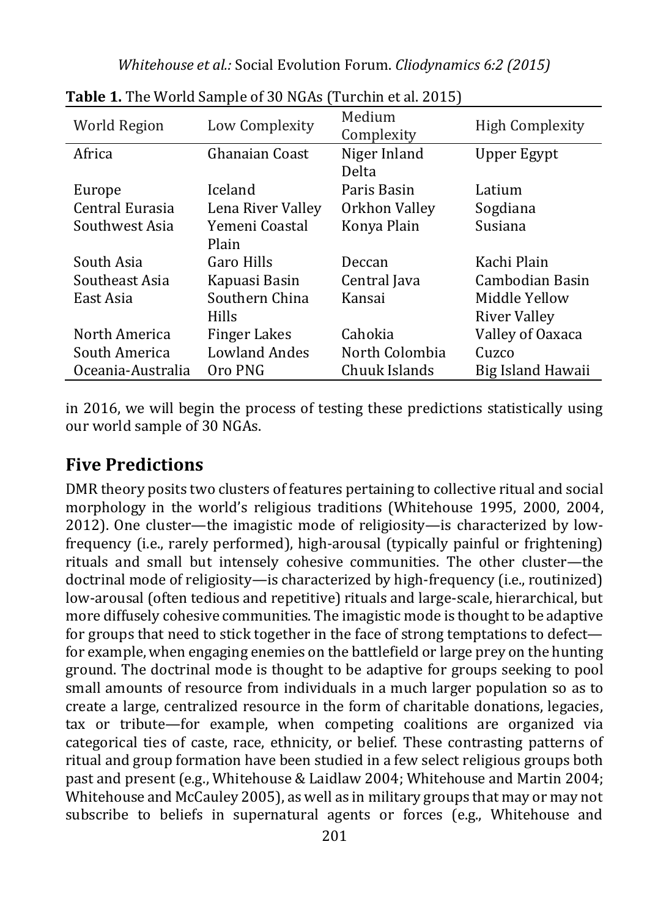**Table 1.** The World Sample of 30 NGAs (Turchin et al. 2015)

| World Region | Low Complexity | Medium Complexity | High Complexity |
|---|---|---|---|
| Africa | Ghanaian Coast | Niger Inland Delta | Upper Egypt |
| Europe | Iceland | Paris Basin | Latium |
| Central Eurasia | Lena River Valley | Orkhon Valley | Sogdiana |
| Southwest Asia | Yemeni Coastal Plain | Konya Plain | Susiana |
| South Asia | Garo Hills | Deccan | Kachi Plain |
| Southeast Asia | Kapuasi Basin | Central Java | Cambodian Basin |
| East Asia | Southern China Hills | Kansai | Middle Yellow River Valley |
| North America | Finger Lakes | Cahokia | Valley of Oaxaca |
| South America | Lowland Andes | North Colombia | Cuzco |
| Oceania-Australia | Oro PNG | Chuuk Islands | Big Island Hawaii |

in 2016, we will begin the process of testing these predictions statistically using our world sample of 30 NGAs.

## Five Predictions

DMR theory posits two clusters of features pertaining to collective ritual and social morphology in the world's religious traditions (Whitehouse 1995, 2000, 2004, 2012). One cluster—the imagistic mode of religiosity—is characterized by low-frequency (i.e., rarely performed), high-arousal (typically painful or frightening) rituals and small but intensely cohesive communities. The other cluster—the doctrinal mode of religiosity—is characterized by high-frequency (i.e., routinized) low-arousal (often tedious and repetitive) rituals and large-scale, hierarchical, but more diffusely cohesive communities. The imagistic mode is thought to be adaptive for groups that need to stick together in the face of strong temptations to defect—for example, when engaging enemies on the battlefield or large prey on the hunting ground. The doctrinal mode is thought to be adaptive for groups seeking to pool small amounts of resource from individuals in a much larger population so as to create a large, centralized resource in the form of charitable donations, legacies, tax or tribute—for example, when competing coalitions are organized via categorical ties of caste, race, ethnicity, or belief. These contrasting patterns of ritual and group formation have been studied in a few select religious groups both past and present (e.g., Whitehouse & Laidlaw 2004; Whitehouse and Martin 2004; Whitehouse and McCauley 2005), as well as in military groups that may or may not subscribe to beliefs in supernatural agents or forces (e.g., Whitehouse and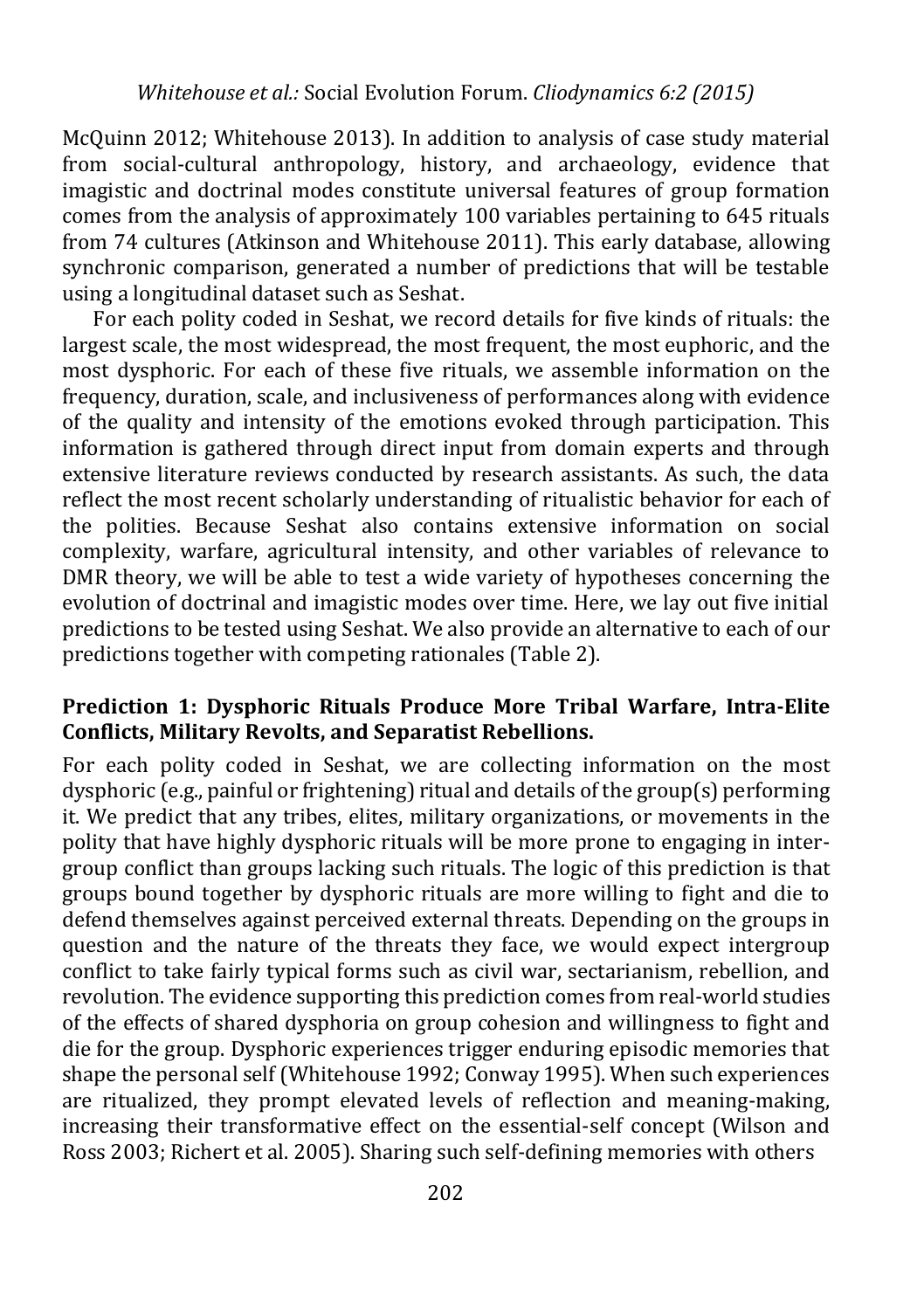McQuinn 2012; Whitehouse 2013). In addition to analysis of case study material from social-cultural anthropology, history, and archaeology, evidence that imagistic and doctrinal modes constitute universal features of group formation comes from the analysis of approximately 100 variables pertaining to 645 rituals from 74 cultures (Atkinson and Whitehouse 2011). This early database, allowing synchronic comparison, generated a number of predictions that will be testable using a longitudinal dataset such as Seshat.

For each polity coded in Seshat, we record details for five kinds of rituals: the largest scale, the most widespread, the most frequent, the most euphoric, and the most dysphoric. For each of these five rituals, we assemble information on the frequency, duration, scale, and inclusiveness of performances along with evidence of the quality and intensity of the emotions evoked through participation. This information is gathered through direct input from domain experts and through extensive literature reviews conducted by research assistants. As such, the data reflect the most recent scholarly understanding of ritualistic behavior for each of the polities. Because Seshat also contains extensive information on social complexity, warfare, agricultural intensity, and other variables of relevance to DMR theory, we will be able to test a wide variety of hypotheses concerning the evolution of doctrinal and imagistic modes over time. Here, we lay out five initial predictions to be tested using Seshat. We also provide an alternative to each of our predictions together with competing rationales (Table 2).

### Prediction 1: Dysphoric Rituals Produce More Tribal Warfare, Intra-Elite Conflicts, Military Revolts, and Separatist Rebellions.

For each polity coded in Seshat, we are collecting information on the most dysphoric (e.g., painful or frightening) ritual and details of the group(s) performing it. We predict that any tribes, elites, military organizations, or movements in the polity that have highly dysphoric rituals will be more prone to engaging in intergroup conflict than groups lacking such rituals. The logic of this prediction is that groups bound together by dysphoric rituals are more willing to fight and die to defend themselves against perceived external threats. Depending on the groups in question and the nature of the threats they face, we would expect intergroup conflict to take fairly typical forms such as civil war, sectarianism, rebellion, and revolution. The evidence supporting this prediction comes from real-world studies of the effects of shared dysphoria on group cohesion and willingness to fight and die for the group. Dysphoric experiences trigger enduring episodic memories that shape the personal self (Whitehouse 1992; Conway 1995). When such experiences are ritualized, they prompt elevated levels of reflection and meaning-making, increasing their transformative effect on the essential-self concept (Wilson and Ross 2003; Richert et al. 2005). Sharing such self-defining memories with others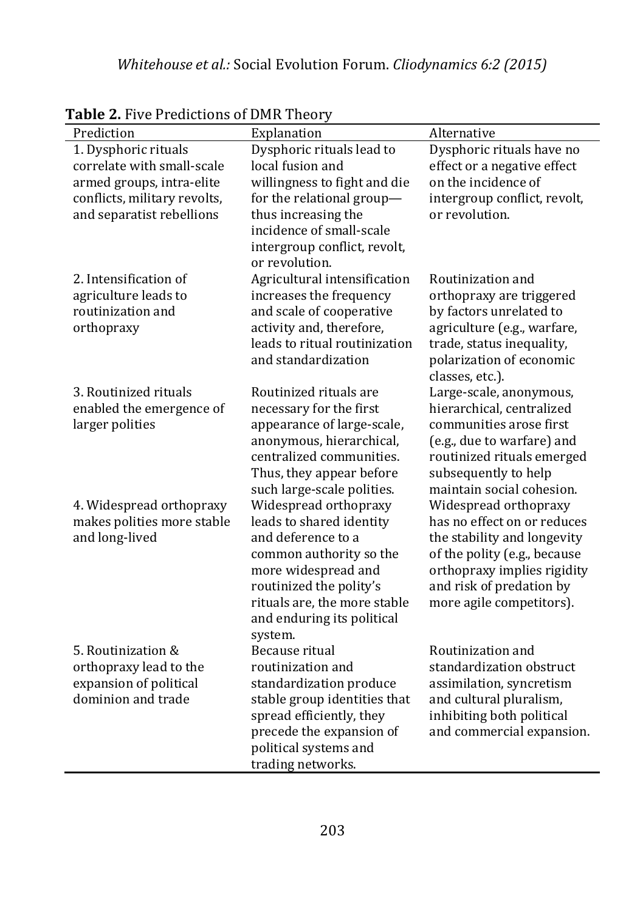**Table 2.** Five Predictions of DMR Theory

| Prediction | Explanation | Alternative |
|---|---|---|
| 1. Dysphoric rituals correlate with small-scale armed groups, intra-elite conflicts, military revolts, and separatist rebellions | Dysphoric rituals lead to local fusion and willingness to fight and die for the relational group—thus increasing the incidence of small-scale intergroup conflict, revolt, or revolution. | Dysphoric rituals have no effect or a negative effect on the incidence of intergroup conflict, revolt, or revolution. |
| 2. Intensification of agriculture leads to routinization and orthopraxy | Agricultural intensification increases the frequency and scale of cooperative activity and, therefore, leads to ritual routinization and standardization | Routinization and orthopraxy are triggered by factors unrelated to agriculture (e.g., warfare, trade, status inequality, polarization of economic classes, etc.). |
| 3. Routinized rituals enabled the emergence of larger polities | Routinized rituals are necessary for the first appearance of large-scale, anonymous, hierarchical, centralized communities. Thus, they appear before such large-scale polities. | Large-scale, anonymous, hierarchical, centralized communities arose first (e.g., due to warfare) and routinized rituals emerged subsequently to help maintain social cohesion. |
| 4. Widespread orthopraxy makes polities more stable and long-lived | Widespread orthopraxy leads to shared identity and deference to a common authority so the more widespread and routinized the polity's rituals are, the more stable and enduring its political system. | Widespread orthopraxy has no effect on or reduces the stability and longevity of the polity (e.g., because orthopraxy implies rigidity and risk of predation by more agile competitors). |
| 5. Routinization & orthopraxy lead to the expansion of political dominion and trade | Because ritual routinization and standardization produce stable group identities that spread efficiently, they precede the expansion of political systems and trading networks. | Routinization and standardization obstruct assimilation, syncretism and cultural pluralism, inhibiting both political and commercial expansion. |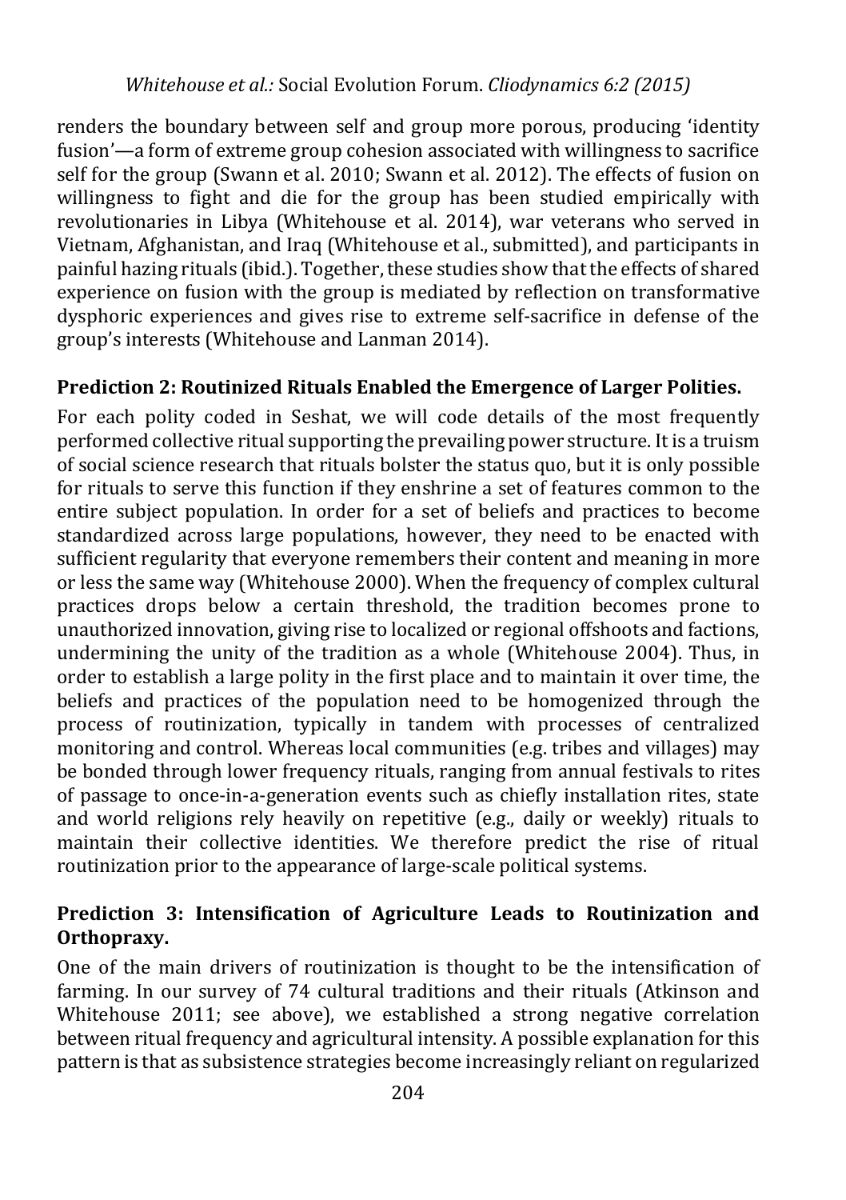renders the boundary between self and group more porous, producing 'identity fusion'—a form of extreme group cohesion associated with willingness to sacrifice self for the group (Swann et al. 2010; Swann et al. 2012). The effects of fusion on willingness to fight and die for the group has been studied empirically with revolutionaries in Libya (Whitehouse et al. 2014), war veterans who served in Vietnam, Afghanistan, and Iraq (Whitehouse et al., submitted), and participants in painful hazing rituals (ibid.). Together, these studies show that the effects of shared experience on fusion with the group is mediated by reflection on transformative dysphoric experiences and gives rise to extreme self-sacrifice in defense of the group's interests (Whitehouse and Lanman 2014).

**Prediction 2: Routinized Rituals Enabled the Emergence of Larger Polities.**

For each polity coded in Seshat, we will code details of the most frequently performed collective ritual supporting the prevailing power structure. It is a truism of social science research that rituals bolster the status quo, but it is only possible for rituals to serve this function if they enshrine a set of features common to the entire subject population. In order for a set of beliefs and practices to become standardized across large populations, however, they need to be enacted with sufficient regularity that everyone remembers their content and meaning in more or less the same way (Whitehouse 2000). When the frequency of complex cultural practices drops below a certain threshold, the tradition becomes prone to unauthorized innovation, giving rise to localized or regional offshoots and factions, undermining the unity of the tradition as a whole (Whitehouse 2004). Thus, in order to establish a large polity in the first place and to maintain it over time, the beliefs and practices of the population need to be homogenized through the process of routinization, typically in tandem with processes of centralized monitoring and control. Whereas local communities (e.g. tribes and villages) may be bonded through lower frequency rituals, ranging from annual festivals to rites of passage to once-in-a-generation events such as chiefly installation rites, state and world religions rely heavily on repetitive (e.g., daily or weekly) rituals to maintain their collective identities. We therefore predict the rise of ritual routinization prior to the appearance of large-scale political systems.

**Prediction 3: Intensification of Agriculture Leads to Routinization and Orthopraxy.**

One of the main drivers of routinization is thought to be the intensification of farming. In our survey of 74 cultural traditions and their rituals (Atkinson and Whitehouse 2011; see above), we established a strong negative correlation between ritual frequency and agricultural intensity. A possible explanation for this pattern is that as subsistence strategies become increasingly reliant on regularized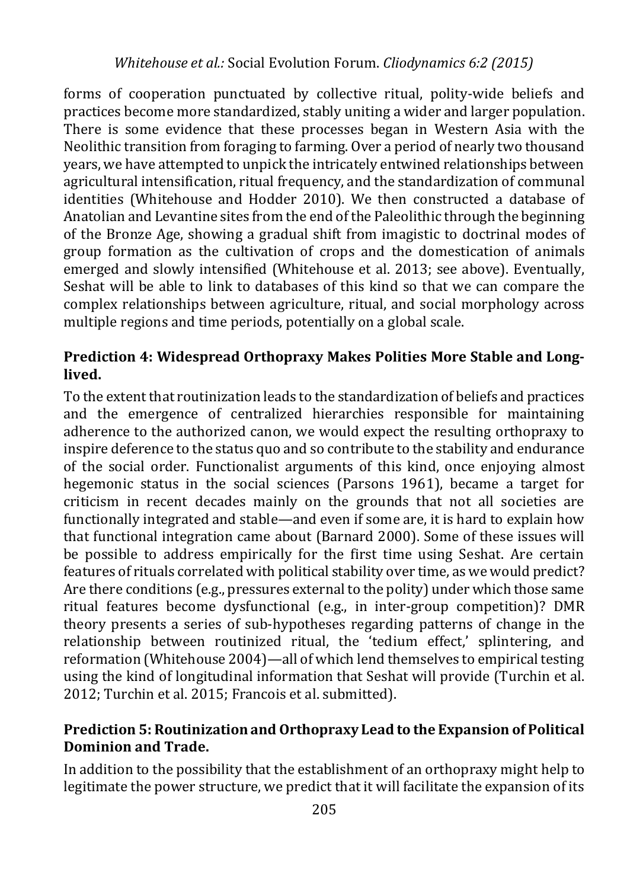forms of cooperation punctuated by collective ritual, polity-wide beliefs and practices become more standardized, stably uniting a wider and larger population. There is some evidence that these processes began in Western Asia with the Neolithic transition from foraging to farming. Over a period of nearly two thousand years, we have attempted to unpick the intricately entwined relationships between agricultural intensification, ritual frequency, and the standardization of communal identities (Whitehouse and Hodder 2010). We then constructed a database of Anatolian and Levantine sites from the end of the Paleolithic through the beginning of the Bronze Age, showing a gradual shift from imagistic to doctrinal modes of group formation as the cultivation of crops and the domestication of animals emerged and slowly intensified (Whitehouse et al. 2013; see above). Eventually, Seshat will be able to link to databases of this kind so that we can compare the complex relationships between agriculture, ritual, and social morphology across multiple regions and time periods, potentially on a global scale.

### Prediction 4: Widespread Orthopraxy Makes Polities More Stable and Long-lived.

To the extent that routinization leads to the standardization of beliefs and practices and the emergence of centralized hierarchies responsible for maintaining adherence to the authorized canon, we would expect the resulting orthopraxy to inspire deference to the status quo and so contribute to the stability and endurance of the social order. Functionalist arguments of this kind, once enjoying almost hegemonic status in the social sciences (Parsons 1961), became a target for criticism in recent decades mainly on the grounds that not all societies are functionally integrated and stable—and even if some are, it is hard to explain how that functional integration came about (Barnard 2000). Some of these issues will be possible to address empirically for the first time using Seshat. Are certain features of rituals correlated with political stability over time, as we would predict? Are there conditions (e.g., pressures external to the polity) under which those same ritual features become dysfunctional (e.g., in inter-group competition)? DMR theory presents a series of sub-hypotheses regarding patterns of change in the relationship between routinized ritual, the 'tedium effect,' splintering, and reformation (Whitehouse 2004)—all of which lend themselves to empirical testing using the kind of longitudinal information that Seshat will provide (Turchin et al. 2012; Turchin et al. 2015; Francois et al. submitted).

### Prediction 5: Routinization and Orthopraxy Lead to the Expansion of Political Dominion and Trade.

In addition to the possibility that the establishment of an orthopraxy might help to legitimate the power structure, we predict that it will facilitate the expansion of its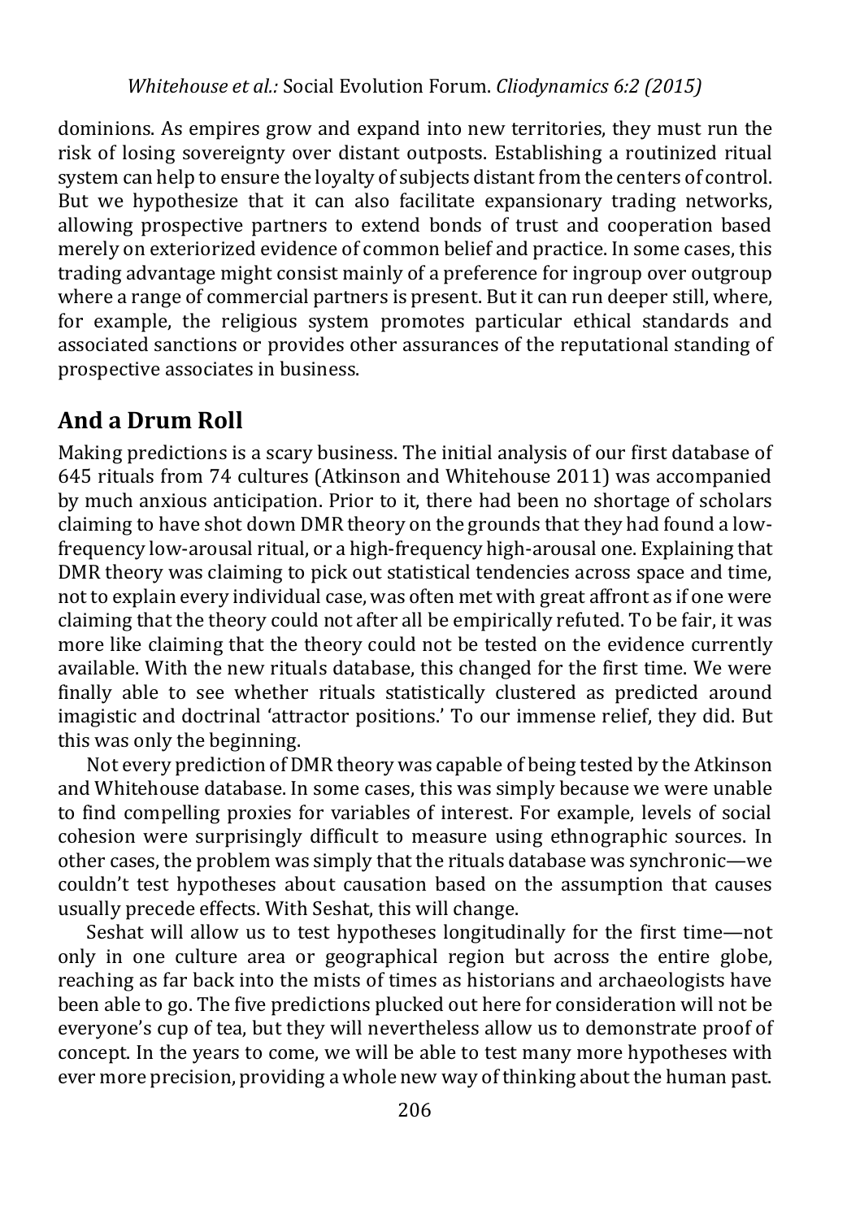dominions. As empires grow and expand into new territories, they must run the risk of losing sovereignty over distant outposts. Establishing a routinized ritual system can help to ensure the loyalty of subjects distant from the centers of control. But we hypothesize that it can also facilitate expansionary trading networks, allowing prospective partners to extend bonds of trust and cooperation based merely on exteriorized evidence of common belief and practice. In some cases, this trading advantage might consist mainly of a preference for ingroup over outgroup where a range of commercial partners is present. But it can run deeper still, where, for example, the religious system promotes particular ethical standards and associated sanctions or provides other assurances of the reputational standing of prospective associates in business.

## And a Drum Roll

Making predictions is a scary business. The initial analysis of our first database of 645 rituals from 74 cultures (Atkinson and Whitehouse 2011) was accompanied by much anxious anticipation. Prior to it, there had been no shortage of scholars claiming to have shot down DMR theory on the grounds that they had found a low-frequency low-arousal ritual, or a high-frequency high-arousal one. Explaining that DMR theory was claiming to pick out statistical tendencies across space and time, not to explain every individual case, was often met with great affront as if one were claiming that the theory could not after all be empirically refuted. To be fair, it was more like claiming that the theory could not be tested on the evidence currently available. With the new rituals database, this changed for the first time. We were finally able to see whether rituals statistically clustered as predicted around imagistic and doctrinal 'attractor positions.' To our immense relief, they did. But this was only the beginning.

Not every prediction of DMR theory was capable of being tested by the Atkinson and Whitehouse database. In some cases, this was simply because we were unable to find compelling proxies for variables of interest. For example, levels of social cohesion were surprisingly difficult to measure using ethnographic sources. In other cases, the problem was simply that the rituals database was synchronic—we couldn't test hypotheses about causation based on the assumption that causes usually precede effects. With Seshat, this will change.

Seshat will allow us to test hypotheses longitudinally for the first time—not only in one culture area or geographical region but across the entire globe, reaching as far back into the mists of times as historians and archaeologists have been able to go. The five predictions plucked out here for consideration will not be everyone's cup of tea, but they will nevertheless allow us to demonstrate proof of concept. In the years to come, we will be able to test many more hypotheses with ever more precision, providing a whole new way of thinking about the human past.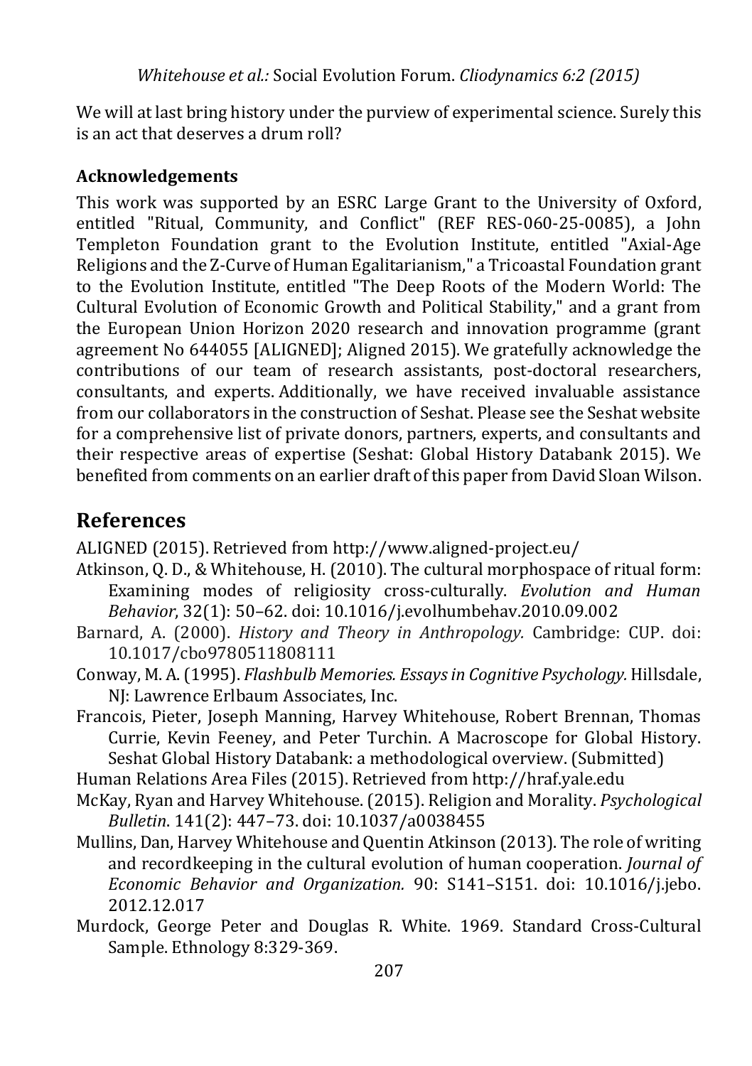We will at last bring history under the purview of experimental science. Surely this is an act that deserves a drum roll?

### Acknowledgements

This work was supported by an ESRC Large Grant to the University of Oxford, entitled "Ritual, Community, and Conflict" (REF RES-060-25-0085), a John Templeton Foundation grant to the Evolution Institute, entitled "Axial-Age Religions and the Z-Curve of Human Egalitarianism," a Tricoastal Foundation grant to the Evolution Institute, entitled "The Deep Roots of the Modern World: The Cultural Evolution of Economic Growth and Political Stability," and a grant from the European Union Horizon 2020 research and innovation programme (grant agreement No 644055 [ALIGNED]; Aligned 2015). We gratefully acknowledge the contributions of our team of research assistants, post-doctoral researchers, consultants, and experts. Additionally, we have received invaluable assistance from our collaborators in the construction of Seshat. Please see the Seshat website for a comprehensive list of private donors, partners, experts, and consultants and their respective areas of expertise (Seshat: Global History Databank 2015). We benefited from comments on an earlier draft of this paper from David Sloan Wilson.

## References

ALIGNED (2015). Retrieved from http://www.aligned-project.eu/

Atkinson, Q. D., & Whitehouse, H. (2010). The cultural morphospace of ritual form: Examining modes of religiosity cross-culturally. *Evolution and Human Behavior*, 32(1): 50–62. doi: 10.1016/j.evolhumbehav.2010.09.002

Barnard, A. (2000). *History and Theory in Anthropology.* Cambridge: CUP. doi: 10.1017/cbo9780511808111

Conway, M. A. (1995). *Flashbulb Memories. Essays in Cognitive Psychology.* Hillsdale, NJ: Lawrence Erlbaum Associates, Inc.

Francois, Pieter, Joseph Manning, Harvey Whitehouse, Robert Brennan, Thomas Currie, Kevin Feeney, and Peter Turchin. A Macroscope for Global History. Seshat Global History Databank: a methodological overview. (Submitted)

Human Relations Area Files (2015). Retrieved from http://hraf.yale.edu

McKay, Ryan and Harvey Whitehouse. (2015). Religion and Morality. *Psychological Bulletin*. 141(2): 447–73. doi: 10.1037/a0038455

Mullins, Dan, Harvey Whitehouse and Quentin Atkinson (2013). The role of writing and recordkeeping in the cultural evolution of human cooperation. *Journal of Economic Behavior and Organization.* 90: S141–S151. doi: 10.1016/j.jebo.2012.12.017

Murdock, George Peter and Douglas R. White. 1969. Standard Cross-Cultural Sample. Ethnology 8:329-369.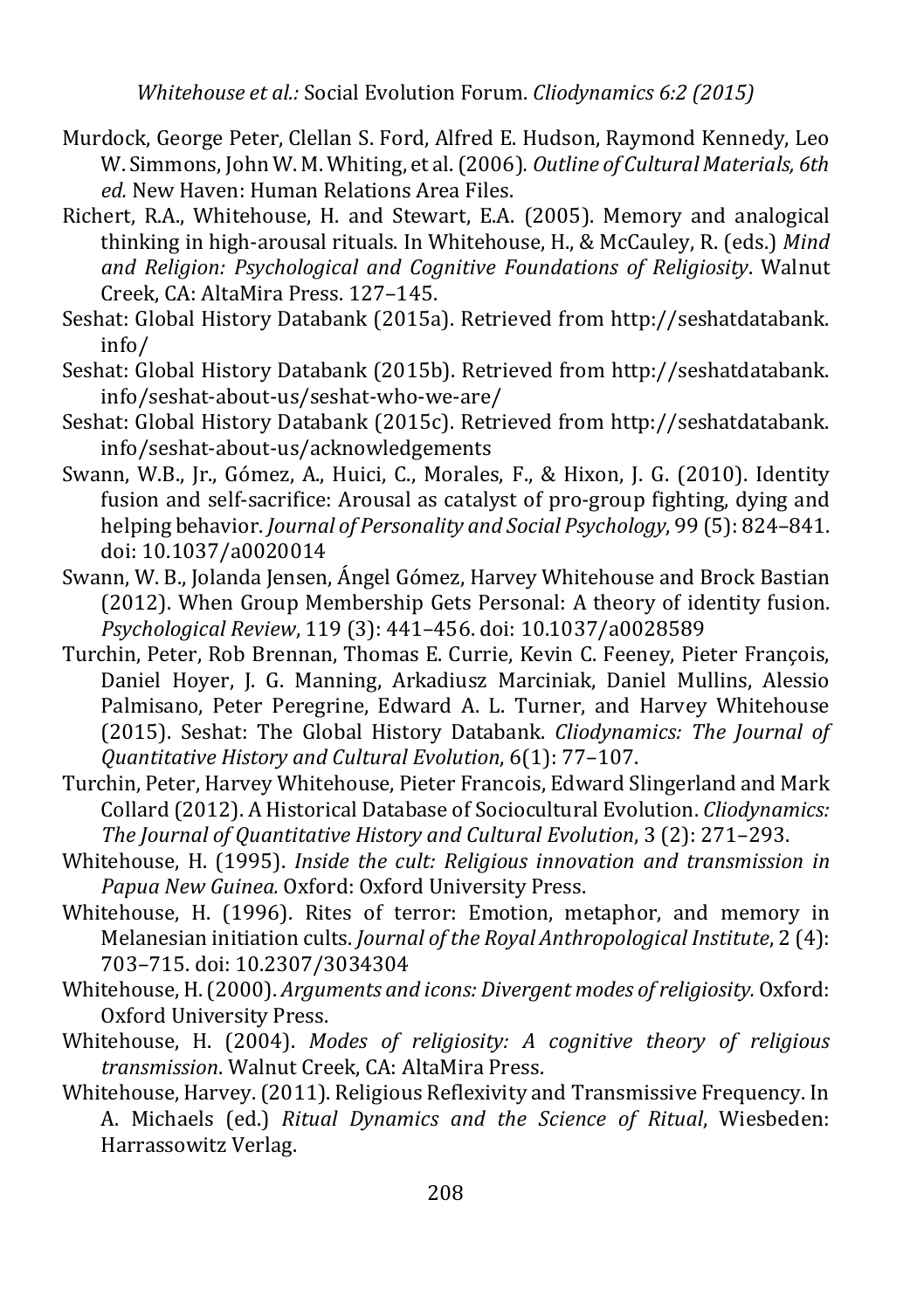Murdock, George Peter, Clellan S. Ford, Alfred E. Hudson, Raymond Kennedy, Leo W. Simmons, John W. M. Whiting, et al. (2006). *Outline of Cultural Materials, 6th ed.* New Haven: Human Relations Area Files.

Richert, R.A., Whitehouse, H. and Stewart, E.A. (2005). Memory and analogical thinking in high-arousal rituals. In Whitehouse, H., & McCauley, R. (eds.) *Mind and Religion: Psychological and Cognitive Foundations of Religiosity*. Walnut Creek, CA: AltaMira Press. 127–145.

Seshat: Global History Databank (2015a). Retrieved from http://seshatdatabank.info/

Seshat: Global History Databank (2015b). Retrieved from http://seshatdatabank.info/seshat-about-us/seshat-who-we-are/

Seshat: Global History Databank (2015c). Retrieved from http://seshatdatabank.info/seshat-about-us/acknowledgements

Swann, W.B., Jr., Gómez, A., Huici, C., Morales, F., & Hixon, J. G. (2010). Identity fusion and self-sacrifice: Arousal as catalyst of pro-group fighting, dying and helping behavior. *Journal of Personality and Social Psychology*, 99 (5): 824–841. doi: 10.1037/a0020014

Swann, W. B., Jolanda Jensen, Ángel Gómez, Harvey Whitehouse and Brock Bastian (2012). When Group Membership Gets Personal: A theory of identity fusion. *Psychological Review*, 119 (3): 441–456. doi: 10.1037/a0028589

Turchin, Peter, Rob Brennan, Thomas E. Currie, Kevin C. Feeney, Pieter François, Daniel Hoyer, J. G. Manning, Arkadiusz Marciniak, Daniel Mullins, Alessio Palmisano, Peter Peregrine, Edward A. L. Turner, and Harvey Whitehouse (2015). Seshat: The Global History Databank. *Cliodynamics: The Journal of Quantitative History and Cultural Evolution*, 6(1): 77–107.

Turchin, Peter, Harvey Whitehouse, Pieter Francois, Edward Slingerland and Mark Collard (2012). A Historical Database of Sociocultural Evolution. *Cliodynamics: The Journal of Quantitative History and Cultural Evolution*, 3 (2): 271–293.

Whitehouse, H. (1995). *Inside the cult: Religious innovation and transmission in Papua New Guinea.* Oxford: Oxford University Press.

Whitehouse, H. (1996). Rites of terror: Emotion, metaphor, and memory in Melanesian initiation cults. *Journal of the Royal Anthropological Institute*, 2 (4): 703–715. doi: 10.2307/3034304

Whitehouse, H. (2000). *Arguments and icons: Divergent modes of religiosity.* Oxford: Oxford University Press.

Whitehouse, H. (2004). *Modes of religiosity: A cognitive theory of religious transmission*. Walnut Creek, CA: AltaMira Press.

Whitehouse, Harvey. (2011). Religious Reflexivity and Transmissive Frequency. In A. Michaels (ed.) *Ritual Dynamics and the Science of Ritual*, Wiesbeden: Harrassowitz Verlag.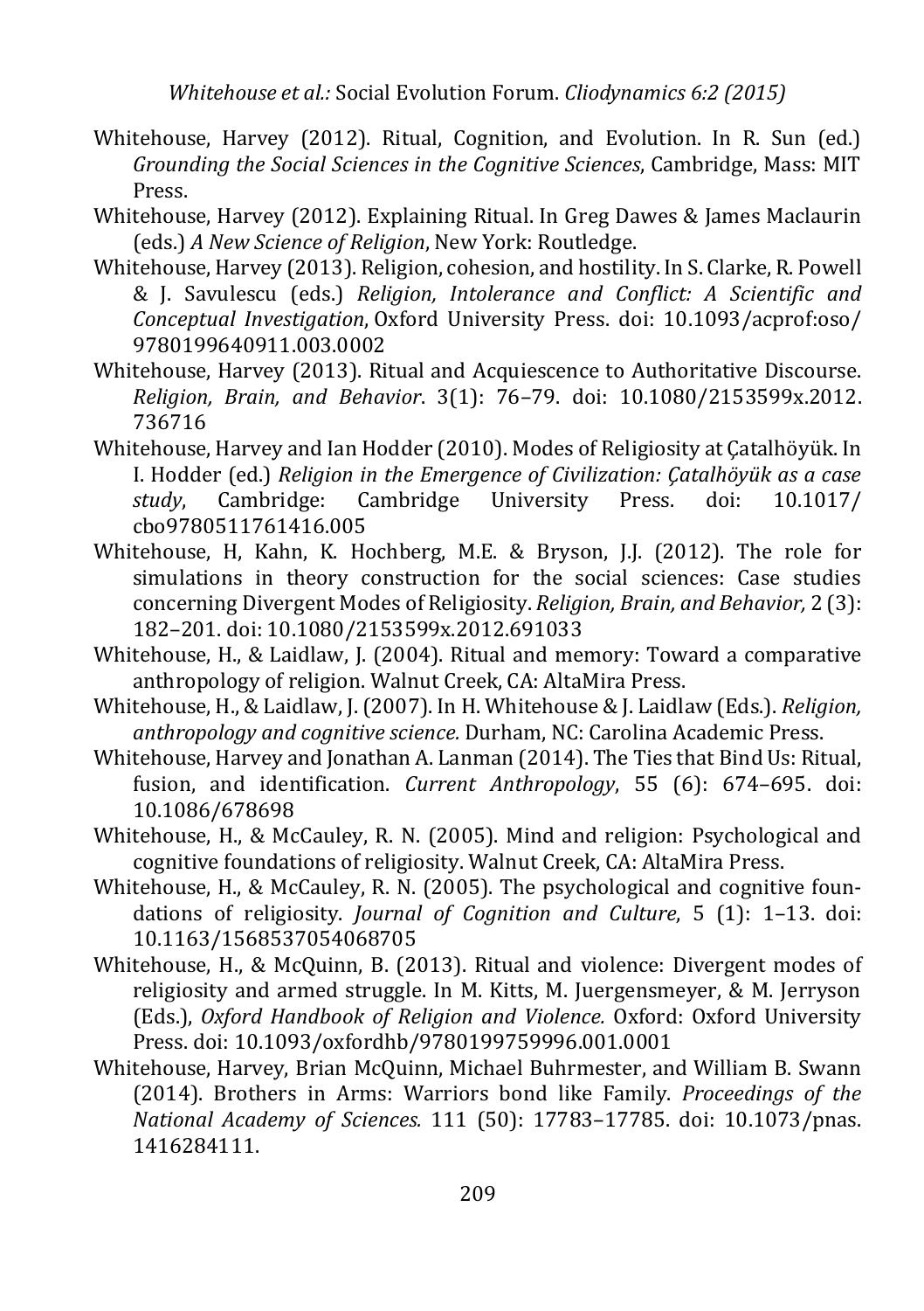Whitehouse, Harvey (2012). Ritual, Cognition, and Evolution. In R. Sun (ed.) *Grounding the Social Sciences in the Cognitive Sciences*, Cambridge, Mass: MIT Press.

Whitehouse, Harvey (2012). Explaining Ritual. In Greg Dawes & James Maclaurin (eds.) *A New Science of Religion*, New York: Routledge.

Whitehouse, Harvey (2013). Religion, cohesion, and hostility. In S. Clarke, R. Powell & J. Savulescu (eds.) *Religion, Intolerance and Conflict: A Scientific and Conceptual Investigation*, Oxford University Press. doi: 10.1093/acprof:oso/9780199640911.003.0002

Whitehouse, Harvey (2013). Ritual and Acquiescence to Authoritative Discourse. *Religion, Brain, and Behavior*. 3(1): 76–79. doi: 10.1080/2153599x.2012.736716

Whitehouse, Harvey and Ian Hodder (2010). Modes of Religiosity at Çatalhöyük. In I. Hodder (ed.) *Religion in the Emergence of Civilization: Çatalhöyük as a case study*, Cambridge: Cambridge University Press. doi: 10.1017/cbo9780511761416.005

Whitehouse, H, Kahn, K. Hochberg, M.E. & Bryson, J.J. (2012). The role for simulations in theory construction for the social sciences: Case studies concerning Divergent Modes of Religiosity. *Religion, Brain, and Behavior,* 2 (3): 182–201. doi: 10.1080/2153599x.2012.691033

Whitehouse, H., & Laidlaw, J. (2004). Ritual and memory: Toward a comparative anthropology of religion. Walnut Creek, CA: AltaMira Press.

Whitehouse, H., & Laidlaw, J. (2007). In H. Whitehouse & J. Laidlaw (Eds.). *Religion, anthropology and cognitive science.* Durham, NC: Carolina Academic Press.

Whitehouse, Harvey and Jonathan A. Lanman (2014). The Ties that Bind Us: Ritual, fusion, and identification. *Current Anthropology*, 55 (6): 674–695. doi: 10.1086/678698

Whitehouse, H., & McCauley, R. N. (2005). Mind and religion: Psychological and cognitive foundations of religiosity. Walnut Creek, CA: AltaMira Press.

Whitehouse, H., & McCauley, R. N. (2005). The psychological and cognitive foundations of religiosity. *Journal of Cognition and Culture*, 5 (1): 1–13. doi: 10.1163/1568537054068705

Whitehouse, H., & McQuinn, B. (2013). Ritual and violence: Divergent modes of religiosity and armed struggle. In M. Kitts, M. Juergensmeyer, & M. Jerryson (Eds.), *Oxford Handbook of Religion and Violence.* Oxford: Oxford University Press. doi: 10.1093/oxfordhb/9780199759996.001.0001

Whitehouse, Harvey, Brian McQuinn, Michael Buhrmester, and William B. Swann (2014). Brothers in Arms: Warriors bond like Family. *Proceedings of the National Academy of Sciences.* 111 (50): 17783–17785. doi: 10.1073/pnas.1416284111.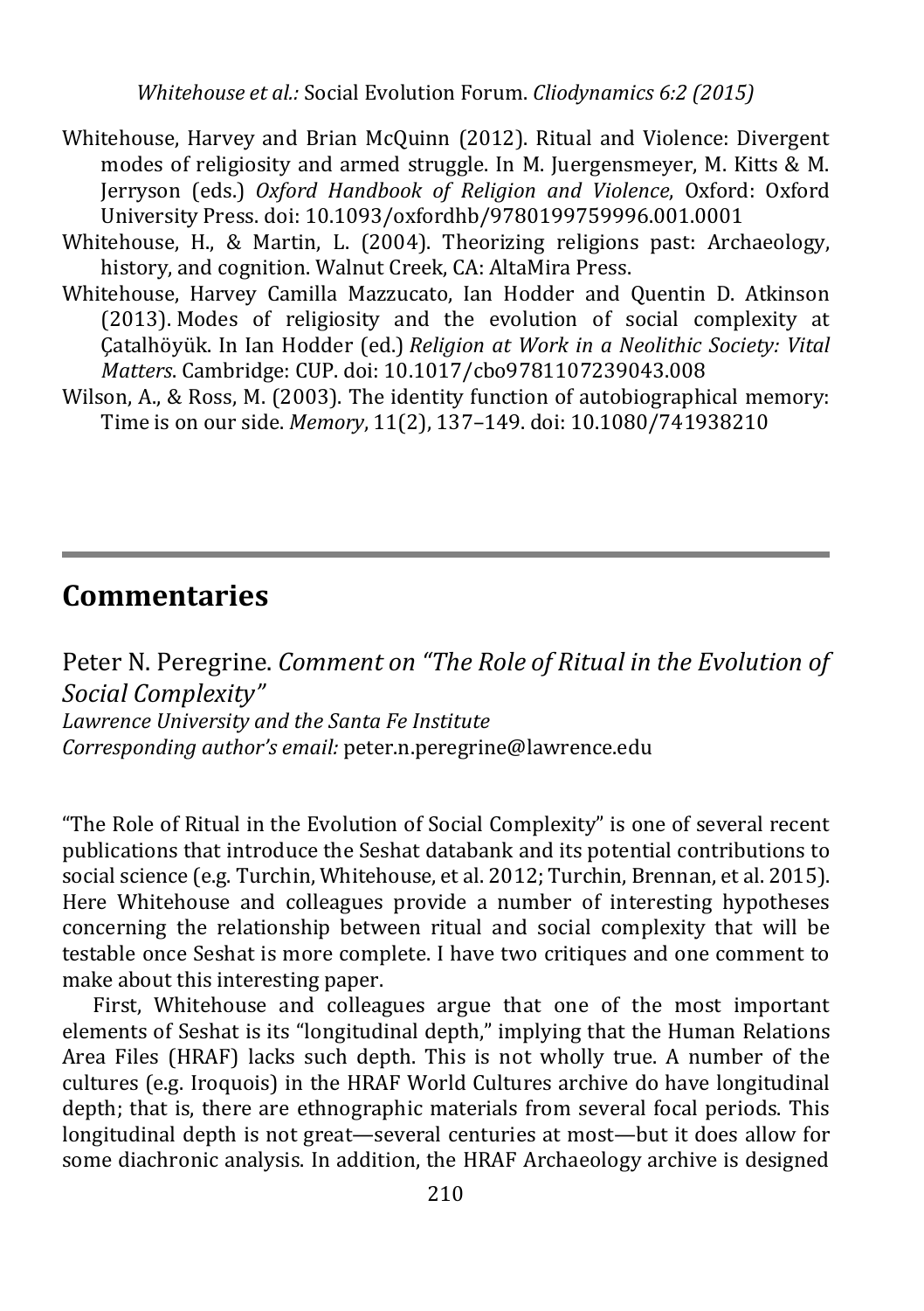Whitehouse, Harvey and Brian McQuinn (2012). Ritual and Violence: Divergent modes of religiosity and armed struggle. In M. Juergensmeyer, M. Kitts & M. Jerryson (eds.) *Oxford Handbook of Religion and Violence*, Oxford: Oxford University Press. doi: 10.1093/oxfordhb/9780199759996.001.0001

Whitehouse, H., & Martin, L. (2004). Theorizing religions past: Archaeology, history, and cognition. Walnut Creek, CA: AltaMira Press.

Whitehouse, Harvey Camilla Mazzucato, Ian Hodder and Quentin D. Atkinson (2013). Modes of religiosity and the evolution of social complexity at Çatalhöyük. In Ian Hodder (ed.) *Religion at Work in a Neolithic Society: Vital Matters*. Cambridge: CUP. doi: 10.1017/cbo9781107239043.008

Wilson, A., & Ross, M. (2003). The identity function of autobiographical memory: Time is on our side. *Memory*, 11(2), 137–149. doi: 10.1080/741938210

---

## Commentaries

### Peter N. Peregrine. *Comment on "The Role of Ritual in the Evolution of Social Complexity"*

*Lawrence University and the Santa Fe Institute*
*Corresponding author's email:* peter.n.peregrine@lawrence.edu

"The Role of Ritual in the Evolution of Social Complexity" is one of several recent publications that introduce the Seshat databank and its potential contributions to social science (e.g. Turchin, Whitehouse, et al. 2012; Turchin, Brennan, et al. 2015). Here Whitehouse and colleagues provide a number of interesting hypotheses concerning the relationship between ritual and social complexity that will be testable once Seshat is more complete. I have two critiques and one comment to make about this interesting paper.

First, Whitehouse and colleagues argue that one of the most important elements of Seshat is its "longitudinal depth," implying that the Human Relations Area Files (HRAF) lacks such depth. This is not wholly true. A number of the cultures (e.g. Iroquois) in the HRAF World Cultures archive do have longitudinal depth; that is, there are ethnographic materials from several focal periods. This longitudinal depth is not great—several centuries at most—but it does allow for some diachronic analysis. In addition, the HRAF Archaeology archive is designed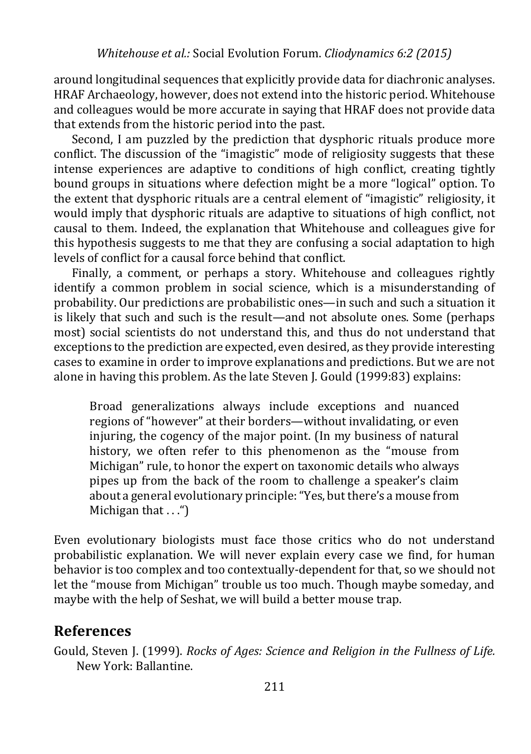around longitudinal sequences that explicitly provide data for diachronic analyses. HRAF Archaeology, however, does not extend into the historic period. Whitehouse and colleagues would be more accurate in saying that HRAF does not provide data that extends from the historic period into the past.

Second, I am puzzled by the prediction that dysphoric rituals produce more conflict. The discussion of the "imagistic" mode of religiosity suggests that these intense experiences are adaptive to conditions of high conflict, creating tightly bound groups in situations where defection might be a more "logical" option. To the extent that dysphoric rituals are a central element of "imagistic" religiosity, it would imply that dysphoric rituals are adaptive to situations of high conflict, not causal to them. Indeed, the explanation that Whitehouse and colleagues give for this hypothesis suggests to me that they are confusing a social adaptation to high levels of conflict for a causal force behind that conflict.

Finally, a comment, or perhaps a story. Whitehouse and colleagues rightly identify a common problem in social science, which is a misunderstanding of probability. Our predictions are probabilistic ones—in such and such a situation it is likely that such and such is the result—and not absolute ones. Some (perhaps most) social scientists do not understand this, and thus do not understand that exceptions to the prediction are expected, even desired, as they provide interesting cases to examine in order to improve explanations and predictions. But we are not alone in having this problem. As the late Steven J. Gould (1999:83) explains:

> Broad generalizations always include exceptions and nuanced regions of "however" at their borders—without invalidating, or even injuring, the cogency of the major point. (In my business of natural history, we often refer to this phenomenon as the "mouse from Michigan" rule, to honor the expert on taxonomic details who always pipes up from the back of the room to challenge a speaker's claim about a general evolutionary principle: "Yes, but there's a mouse from Michigan that . . .")

Even evolutionary biologists must face those critics who do not understand probabilistic explanation. We will never explain every case we find, for human behavior is too complex and too contextually-dependent for that, so we should not let the "mouse from Michigan" trouble us too much. Though maybe someday, and maybe with the help of Seshat, we will build a better mouse trap.

## References

Gould, Steven J. (1999). *Rocks of Ages: Science and Religion in the Fullness of Life.* New York: Ballantine.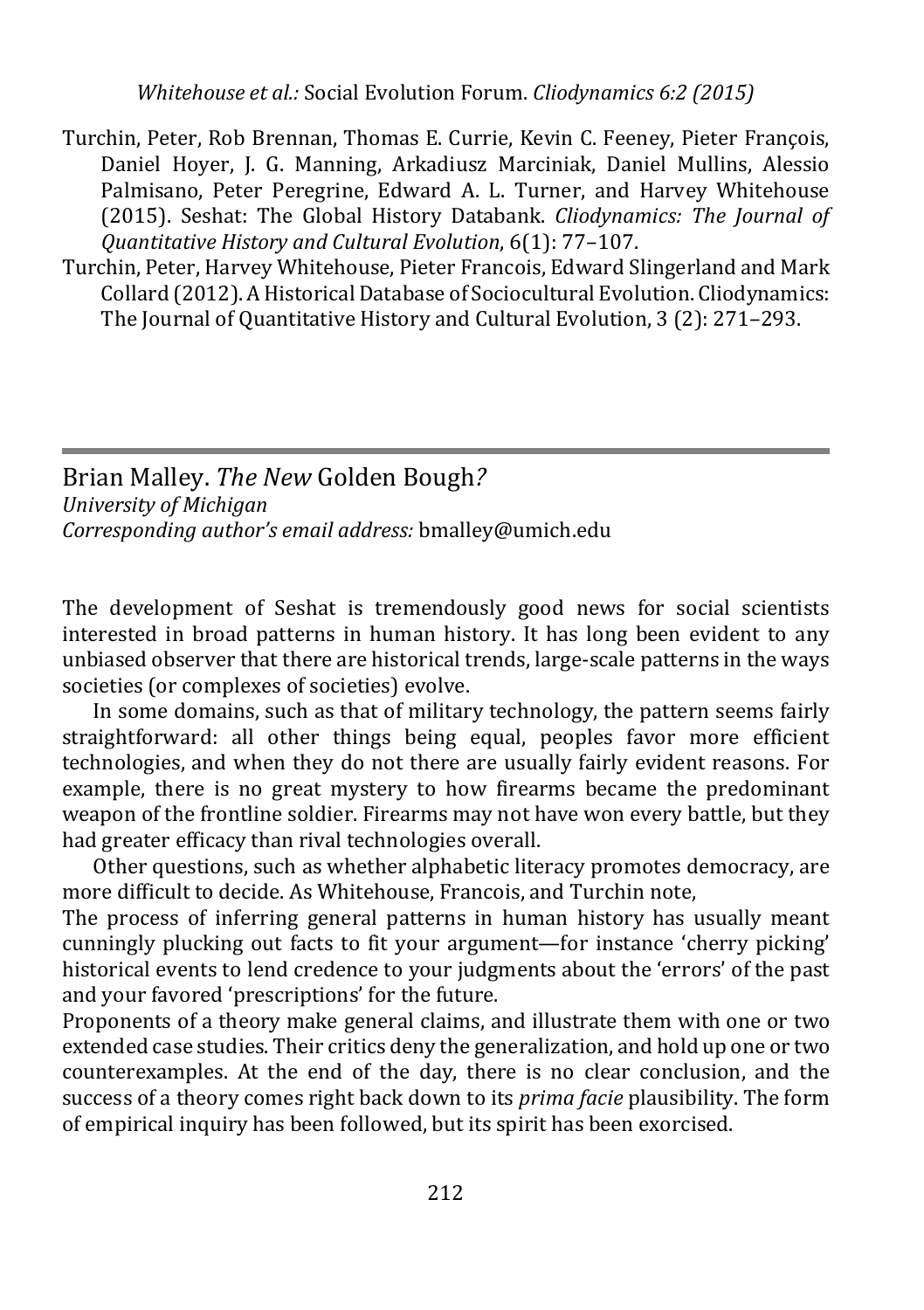Turchin, Peter, Rob Brennan, Thomas E. Currie, Kevin C. Feeney, Pieter François, Daniel Hoyer, J. G. Manning, Arkadiusz Marciniak, Daniel Mullins, Alessio Palmisano, Peter Peregrine, Edward A. L. Turner, and Harvey Whitehouse (2015). Seshat: The Global History Databank. *Cliodynamics: The Journal of Quantitative History and Cultural Evolution*, 6(1): 77–107.

Turchin, Peter, Harvey Whitehouse, Pieter Francois, Edward Slingerland and Mark Collard (2012). A Historical Database of Sociocultural Evolution. Cliodynamics: The Journal of Quantitative History and Cultural Evolution, 3 (2): 271–293.

---

## Brian Malley. *The New* Golden Bough*?*

*University of Michigan*

*Corresponding author's email address:* bmalley@umich.edu

The development of Seshat is tremendously good news for social scientists interested in broad patterns in human history. It has long been evident to any unbiased observer that there are historical trends, large-scale patterns in the ways societies (or complexes of societies) evolve.

In some domains, such as that of military technology, the pattern seems fairly straightforward: all other things being equal, peoples favor more efficient technologies, and when they do not there are usually fairly evident reasons. For example, there is no great mystery to how firearms became the predominant weapon of the frontline soldier. Firearms may not have won every battle, but they had greater efficacy than rival technologies overall.

Other questions, such as whether alphabetic literacy promotes democracy, are more difficult to decide. As Whitehouse, Francois, and Turchin note,

The process of inferring general patterns in human history has usually meant cunningly plucking out facts to fit your argument—for instance 'cherry picking' historical events to lend credence to your judgments about the 'errors' of the past and your favored 'prescriptions' for the future.

Proponents of a theory make general claims, and illustrate them with one or two extended case studies. Their critics deny the generalization, and hold up one or two counterexamples. At the end of the day, there is no clear conclusion, and the success of a theory comes right back down to its *prima facie* plausibility. The form of empirical inquiry has been followed, but its spirit has been exorcised.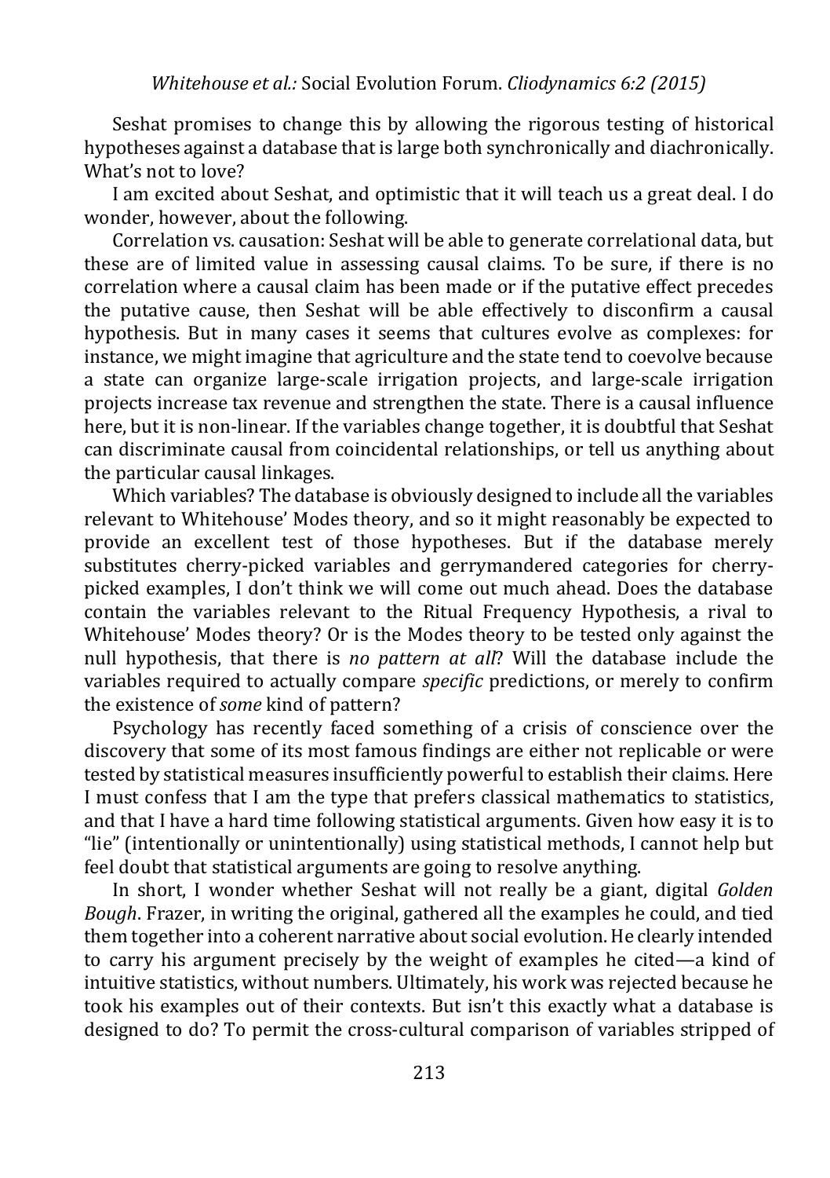Seshat promises to change this by allowing the rigorous testing of historical hypotheses against a database that is large both synchronically and diachronically. What's not to love?

I am excited about Seshat, and optimistic that it will teach us a great deal. I do wonder, however, about the following.

Correlation vs. causation: Seshat will be able to generate correlational data, but these are of limited value in assessing causal claims. To be sure, if there is no correlation where a causal claim has been made or if the putative effect precedes the putative cause, then Seshat will be able effectively to disconfirm a causal hypothesis. But in many cases it seems that cultures evolve as complexes: for instance, we might imagine that agriculture and the state tend to coevolve because a state can organize large-scale irrigation projects, and large-scale irrigation projects increase tax revenue and strengthen the state. There is a causal influence here, but it is non-linear. If the variables change together, it is doubtful that Seshat can discriminate causal from coincidental relationships, or tell us anything about the particular causal linkages.

Which variables? The database is obviously designed to include all the variables relevant to Whitehouse' Modes theory, and so it might reasonably be expected to provide an excellent test of those hypotheses. But if the database merely substitutes cherry-picked variables and gerrymandered categories for cherry-picked examples, I don't think we will come out much ahead. Does the database contain the variables relevant to the Ritual Frequency Hypothesis, a rival to Whitehouse' Modes theory? Or is the Modes theory to be tested only against the null hypothesis, that there is *no pattern at all*? Will the database include the variables required to actually compare *specific* predictions, or merely to confirm the existence of *some* kind of pattern?

Psychology has recently faced something of a crisis of conscience over the discovery that some of its most famous findings are either not replicable or were tested by statistical measures insufficiently powerful to establish their claims. Here I must confess that I am the type that prefers classical mathematics to statistics, and that I have a hard time following statistical arguments. Given how easy it is to "lie" (intentionally or unintentionally) using statistical methods, I cannot help but feel doubt that statistical arguments are going to resolve anything.

In short, I wonder whether Seshat will not really be a giant, digital *Golden Bough*. Frazer, in writing the original, gathered all the examples he could, and tied them together into a coherent narrative about social evolution. He clearly intended to carry his argument precisely by the weight of examples he cited—a kind of intuitive statistics, without numbers. Ultimately, his work was rejected because he took his examples out of their contexts. But isn't this exactly what a database is designed to do? To permit the cross-cultural comparison of variables stripped of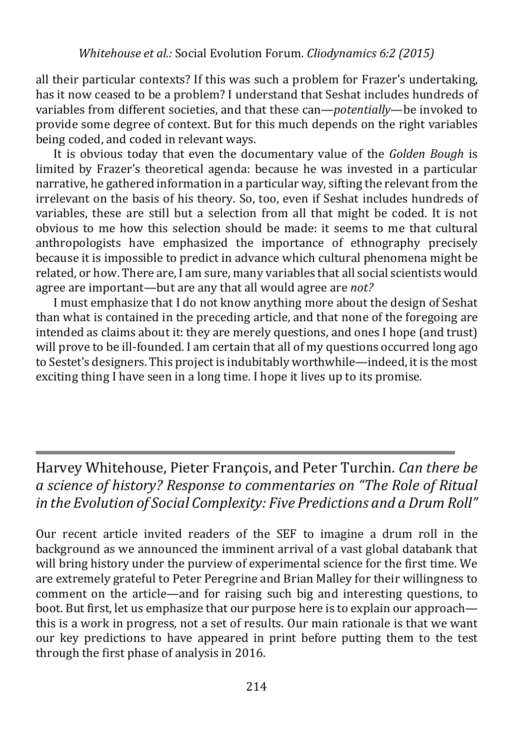all their particular contexts? If this was such a problem for Frazer's undertaking, has it now ceased to be a problem? I understand that Seshat includes hundreds of variables from different societies, and that these can—*potentially*—be invoked to provide some degree of context. But for this much depends on the right variables being coded, and coded in relevant ways.

It is obvious today that even the documentary value of the *Golden Bough* is limited by Frazer's theoretical agenda: because he was invested in a particular narrative, he gathered information in a particular way, sifting the relevant from the irrelevant on the basis of his theory. So, too, even if Seshat includes hundreds of variables, these are still but a selection from all that might be coded. It is not obvious to me how this selection should be made: it seems to me that cultural anthropologists have emphasized the importance of ethnography precisely because it is impossible to predict in advance which cultural phenomena might be related, or how. There are, I am sure, many variables that all social scientists would agree are important—but are any that all would agree are *not?*

I must emphasize that I do not know anything more about the design of Seshat than what is contained in the preceding article, and that none of the foregoing are intended as claims about it: they are merely questions, and ones I hope (and trust) will prove to be ill-founded. I am certain that all of my questions occurred long ago to Sestet's designers. This project is indubitably worthwhile—indeed, it is the most exciting thing I have seen in a long time. I hope it lives up to its promise.

---

## Harvey Whitehouse, Pieter François, and Peter Turchin. *Can there be a science of history? Response to commentaries on "The Role of Ritual in the Evolution of Social Complexity: Five Predictions and a Drum Roll"*

Our recent article invited readers of the SEF to imagine a drum roll in the background as we announced the imminent arrival of a vast global databank that will bring history under the purview of experimental science for the first time. We are extremely grateful to Peter Peregrine and Brian Malley for their willingness to comment on the article—and for raising such big and interesting questions, to boot. But first, let us emphasize that our purpose here is to explain our approach—this is a work in progress, not a set of results. Our main rationale is that we want our key predictions to have appeared in print before putting them to the test through the first phase of analysis in 2016.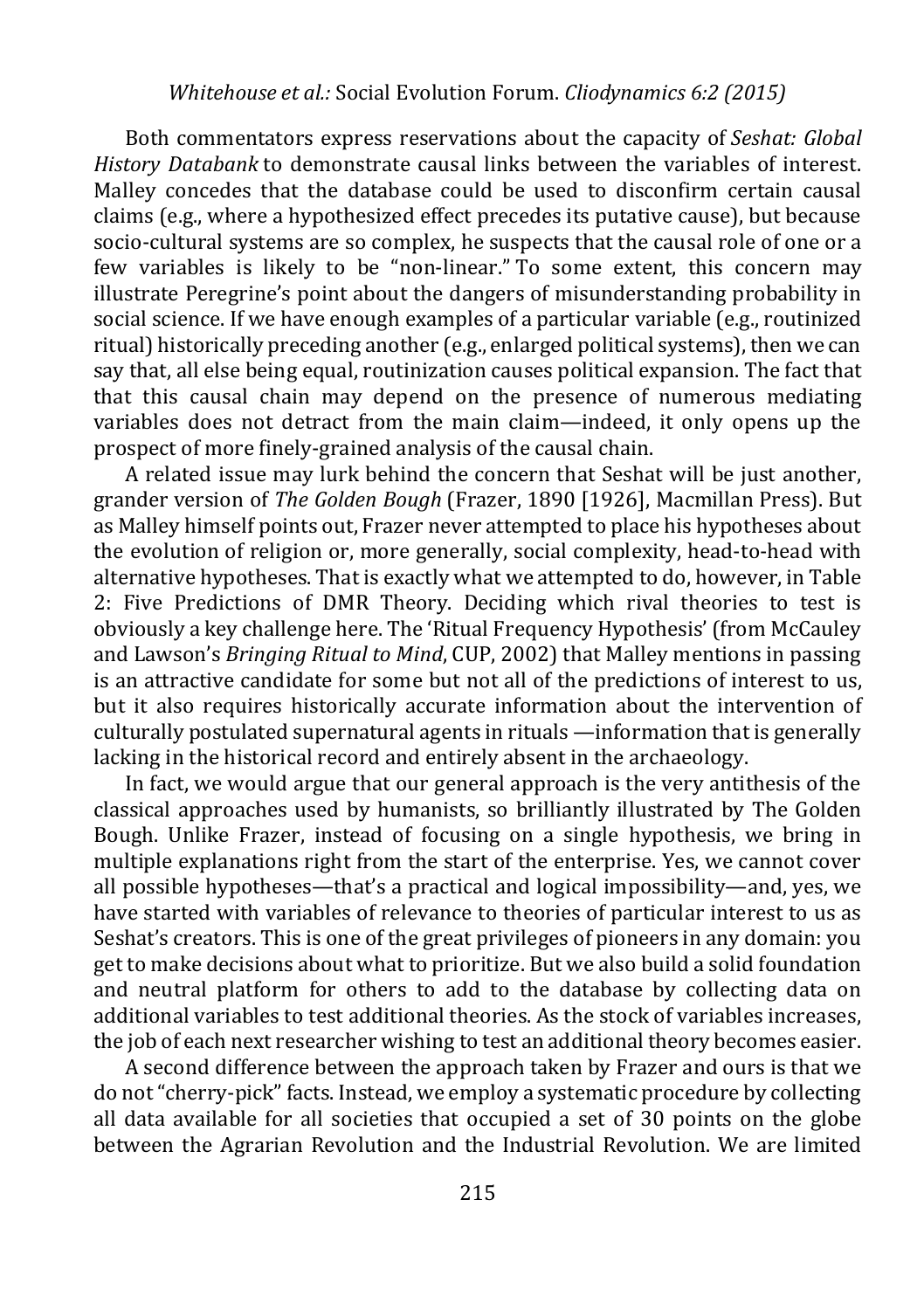Both commentators express reservations about the capacity of *Seshat: Global History Databank* to demonstrate causal links between the variables of interest. Malley concedes that the database could be used to disconfirm certain causal claims (e.g., where a hypothesized effect precedes its putative cause), but because socio-cultural systems are so complex, he suspects that the causal role of one or a few variables is likely to be "non-linear." To some extent, this concern may illustrate Peregrine's point about the dangers of misunderstanding probability in social science. If we have enough examples of a particular variable (e.g., routinized ritual) historically preceding another (e.g., enlarged political systems), then we can say that, all else being equal, routinization causes political expansion. The fact that that this causal chain may depend on the presence of numerous mediating variables does not detract from the main claim—indeed, it only opens up the prospect of more finely-grained analysis of the causal chain.

A related issue may lurk behind the concern that Seshat will be just another, grander version of *The Golden Bough* (Frazer, 1890 [1926], Macmillan Press). But as Malley himself points out, Frazer never attempted to place his hypotheses about the evolution of religion or, more generally, social complexity, head-to-head with alternative hypotheses. That is exactly what we attempted to do, however, in Table 2: Five Predictions of DMR Theory. Deciding which rival theories to test is obviously a key challenge here. The 'Ritual Frequency Hypothesis' (from McCauley and Lawson's *Bringing Ritual to Mind*, CUP, 2002) that Malley mentions in passing is an attractive candidate for some but not all of the predictions of interest to us, but it also requires historically accurate information about the intervention of culturally postulated supernatural agents in rituals —information that is generally lacking in the historical record and entirely absent in the archaeology.

In fact, we would argue that our general approach is the very antithesis of the classical approaches used by humanists, so brilliantly illustrated by The Golden Bough. Unlike Frazer, instead of focusing on a single hypothesis, we bring in multiple explanations right from the start of the enterprise. Yes, we cannot cover all possible hypotheses—that's a practical and logical impossibility—and, yes, we have started with variables of relevance to theories of particular interest to us as Seshat's creators. This is one of the great privileges of pioneers in any domain: you get to make decisions about what to prioritize. But we also build a solid foundation and neutral platform for others to add to the database by collecting data on additional variables to test additional theories. As the stock of variables increases, the job of each next researcher wishing to test an additional theory becomes easier.

A second difference between the approach taken by Frazer and ours is that we do not "cherry-pick" facts. Instead, we employ a systematic procedure by collecting all data available for all societies that occupied a set of 30 points on the globe between the Agrarian Revolution and the Industrial Revolution. We are limited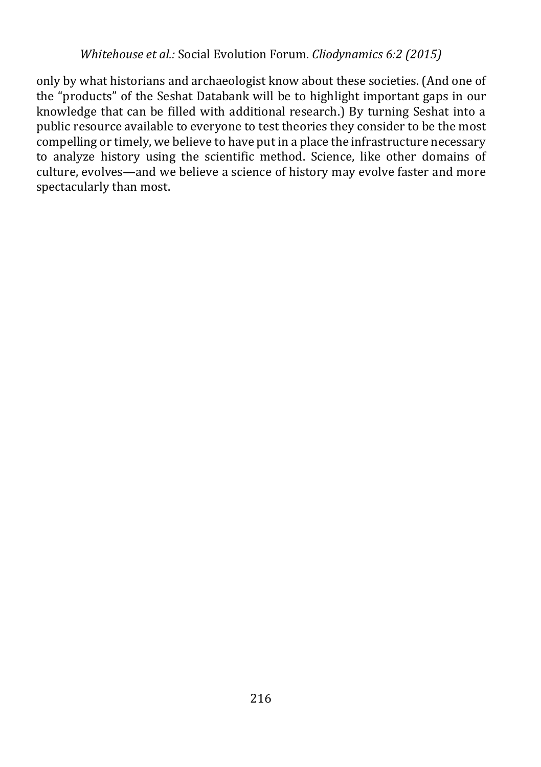only by what historians and archaeologist know about these societies. (And one of the "products" of the Seshat Databank will be to highlight important gaps in our knowledge that can be filled with additional research.) By turning Seshat into a public resource available to everyone to test theories they consider to be the most compelling or timely, we believe to have put in a place the infrastructure necessary to analyze history using the scientific method. Science, like other domains of culture, evolves—and we believe a science of history may evolve faster and more spectacularly than most.